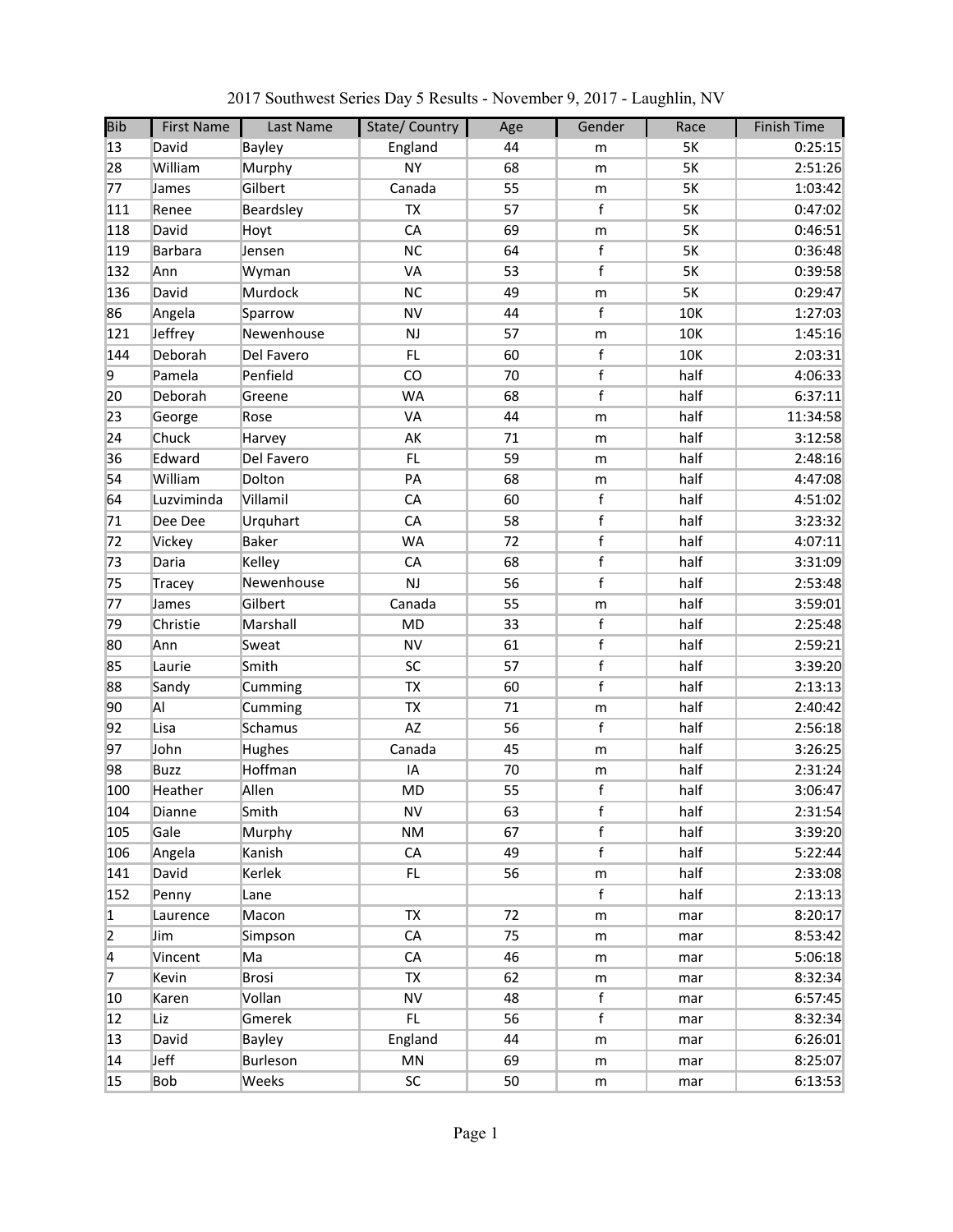# 2017 Southwest Series Day 5 Results - November 9, 2017 - Laughlin, NV

| Bib | First Name | Last Name | State/ Country | Age | Gender | Race | Finish Time |
|---|---|---|---|---|---|---|---|
| 13 | David | Bayley | England | 44 | m | 5K | 0:25:15 |
| 28 | William | Murphy | NY | 68 | m | 5K | 2:51:26 |
| 77 | James | Gilbert | Canada | 55 | m | 5K | 1:03:42 |
| 111 | Renee | Beardsley | TX | 57 | f | 5K | 0:47:02 |
| 118 | David | Hoyt | CA | 69 | m | 5K | 0:46:51 |
| 119 | Barbara | Jensen | NC | 64 | f | 5K | 0:36:48 |
| 132 | Ann | Wyman | VA | 53 | f | 5K | 0:39:58 |
| 136 | David | Murdock | NC | 49 | m | 5K | 0:29:47 |
| 86 | Angela | Sparrow | NV | 44 | f | 10K | 1:27:03 |
| 121 | Jeffrey | Newenhouse | NJ | 57 | m | 10K | 1:45:16 |
| 144 | Deborah | Del Favero | FL | 60 | f | 10K | 2:03:31 |
| 9 | Pamela | Penfield | CO | 70 | f | half | 4:06:33 |
| 20 | Deborah | Greene | WA | 68 | f | half | 6:37:11 |
| 23 | George | Rose | VA | 44 | m | half | 11:34:58 |
| 24 | Chuck | Harvey | AK | 71 | m | half | 3:12:58 |
| 36 | Edward | Del Favero | FL | 59 | m | half | 2:48:16 |
| 54 | William | Dolton | PA | 68 | m | half | 4:47:08 |
| 64 | Luzviminda | Villamil | CA | 60 | f | half | 4:51:02 |
| 71 | Dee Dee | Urquhart | CA | 58 | f | half | 3:23:32 |
| 72 | Vickey | Baker | WA | 72 | f | half | 4:07:11 |
| 73 | Daria | Kelley | CA | 68 | f | half | 3:31:09 |
| 75 | Tracey | Newenhouse | NJ | 56 | f | half | 2:53:48 |
| 77 | James | Gilbert | Canada | 55 | m | half | 3:59:01 |
| 79 | Christie | Marshall | MD | 33 | f | half | 2:25:48 |
| 80 | Ann | Sweat | NV | 61 | f | half | 2:59:21 |
| 85 | Laurie | Smith | SC | 57 | f | half | 3:39:20 |
| 88 | Sandy | Cumming | TX | 60 | f | half | 2:13:13 |
| 90 | Al | Cumming | TX | 71 | m | half | 2:40:42 |
| 92 | Lisa | Schamus | AZ | 56 | f | half | 2:56:18 |
| 97 | John | Hughes | Canada | 45 | m | half | 3:26:25 |
| 98 | Buzz | Hoffman | IA | 70 | m | half | 2:31:24 |
| 100 | Heather | Allen | MD | 55 | f | half | 3:06:47 |
| 104 | Dianne | Smith | NV | 63 | f | half | 2:31:54 |
| 105 | Gale | Murphy | NM | 67 | f | half | 3:39:20 |
| 106 | Angela | Kanish | CA | 49 | f | half | 5:22:44 |
| 141 | David | Kerlek | FL | 56 | m | half | 2:33:08 |
| 152 | Penny | Lane | | | f | half | 2:13:13 |
| 1 | Laurence | Macon | TX | 72 | m | mar | 8:20:17 |
| 2 | Jim | Simpson | CA | 75 | m | mar | 8:53:42 |
| 4 | Vincent | Ma | CA | 46 | m | mar | 5:06:18 |
| 7 | Kevin | Brosi | TX | 62 | m | mar | 8:32:34 |
| 10 | Karen | Vollan | NV | 48 | f | mar | 6:57:45 |
| 12 | Liz | Gmerek | FL | 56 | f | mar | 8:32:34 |
| 13 | David | Bayley | England | 44 | m | mar | 6:26:01 |
| 14 | Jeff | Burleson | MN | 69 | m | mar | 8:25:07 |
| 15 | Bob | Weeks | SC | 50 | m | mar | 6:13:53 |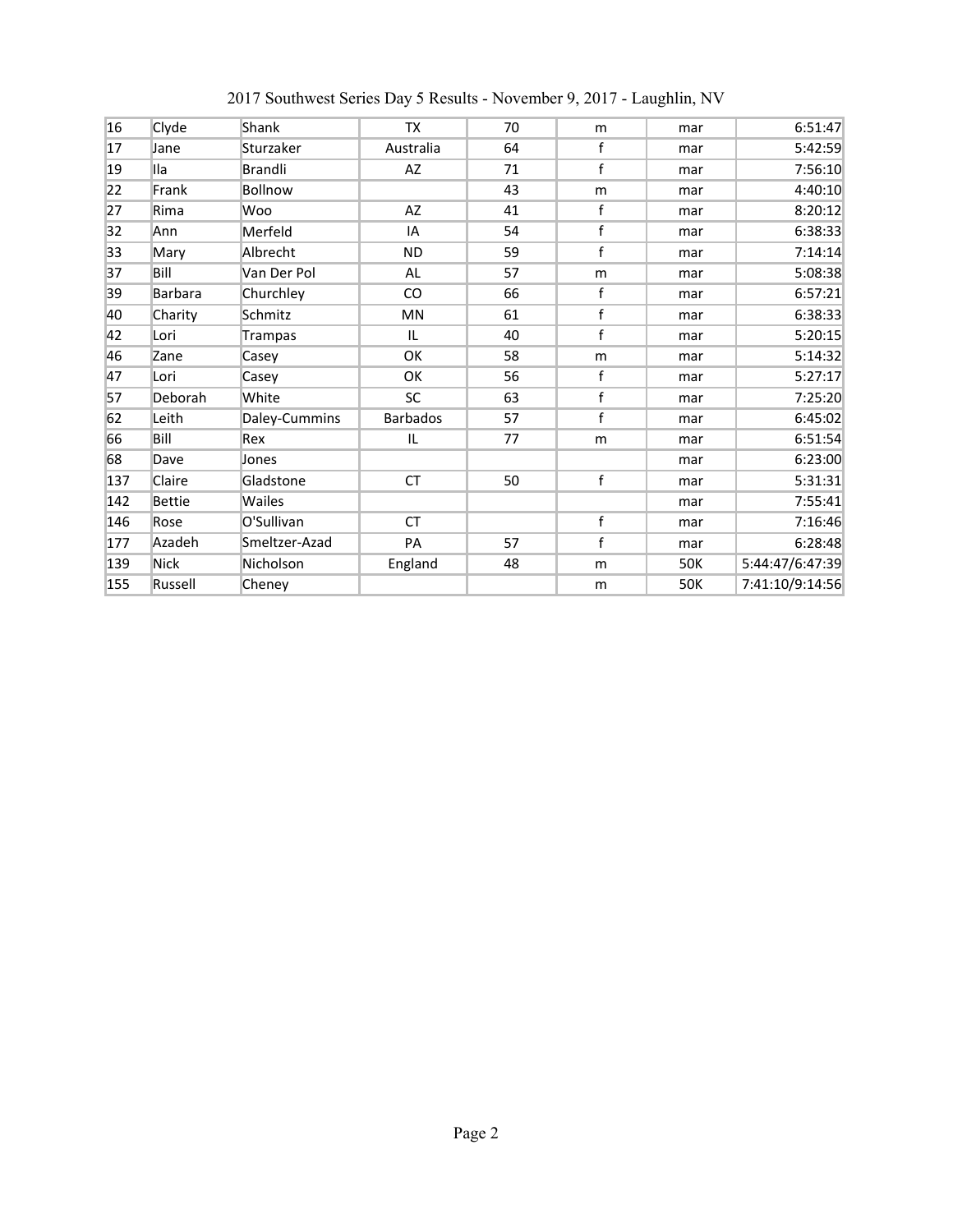2017 Southwest Series Day 5 Results - November 9, 2017 - Laughlin, NV

| | | | | | | | |
|---|---|---|---|---|---|---|---|
| 16 | Clyde | Shank | TX | 70 | m | mar | 6:51:47 |
| 17 | Jane | Sturzaker | Australia | 64 | f | mar | 5:42:59 |
| 19 | Ila | Brandli | AZ | 71 | f | mar | 7:56:10 |
| 22 | Frank | Bollnow | | 43 | m | mar | 4:40:10 |
| 27 | Rima | Woo | AZ | 41 | f | mar | 8:20:12 |
| 32 | Ann | Merfeld | IA | 54 | f | mar | 6:38:33 |
| 33 | Mary | Albrecht | ND | 59 | f | mar | 7:14:14 |
| 37 | Bill | Van Der Pol | AL | 57 | m | mar | 5:08:38 |
| 39 | Barbara | Churchley | CO | 66 | f | mar | 6:57:21 |
| 40 | Charity | Schmitz | MN | 61 | f | mar | 6:38:33 |
| 42 | Lori | Trampas | IL | 40 | f | mar | 5:20:15 |
| 46 | Zane | Casey | OK | 58 | m | mar | 5:14:32 |
| 47 | Lori | Casey | OK | 56 | f | mar | 5:27:17 |
| 57 | Deborah | White | SC | 63 | f | mar | 7:25:20 |
| 62 | Leith | Daley-Cummins | Barbados | 57 | f | mar | 6:45:02 |
| 66 | Bill | Rex | IL | 77 | m | mar | 6:51:54 |
| 68 | Dave | Jones | | | | mar | 6:23:00 |
| 137 | Claire | Gladstone | CT | 50 | f | mar | 5:31:31 |
| 142 | Bettie | Wailes | | | | mar | 7:55:41 |
| 146 | Rose | O'Sullivan | CT | | f | mar | 7:16:46 |
| 177 | Azadeh | Smeltzer-Azad | PA | 57 | f | mar | 6:28:48 |
| 139 | Nick | Nicholson | England | 48 | m | 50K | 5:44:47/6:47:39 |
| 155 | Russell | Cheney | | | m | 50K | 7:41:10/9:14:56 |